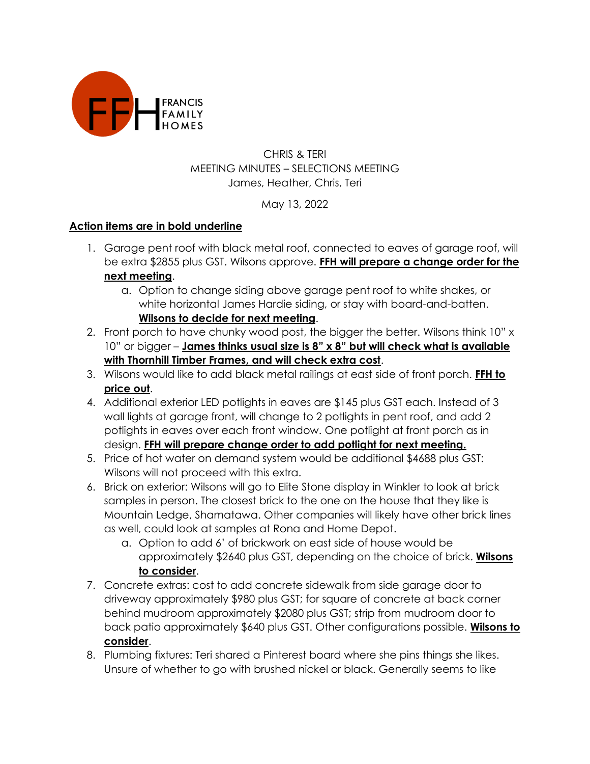FFH FRANCIS FAMILY HOMES

CHRIS & TERI
MEETING MINUTES – SELECTIONS MEETING
James, Heather, Chris, Teri

May 13, 2022

**<u>Action items are in bold underline</u>**

1. Garage pent roof with black metal roof, connected to eaves of garage roof, will be extra $2855 plus GST. Wilsons approve. **<u>FFH will prepare a change order for the next meeting</u>**.
    a. Option to change siding above garage pent roof to white shakes, or white horizontal James Hardie siding, or stay with board-and-batten. **<u>Wilsons to decide for next meeting</u>**.
2. Front porch to have chunky wood post, the bigger the better. Wilsons think 10" x 10" or bigger – **<u>James thinks usual size is 8" x 8" but will check what is available with Thornhill Timber Frames, and will check extra cost</u>**.
3. Wilsons would like to add black metal railings at east side of front porch. **<u>FFH to price out</u>**.
4. Additional exterior LED potlights in eaves are $145 plus GST each. Instead of 3 wall lights at garage front, will change to 2 potlights in pent roof, and add 2 potlights in eaves over each front window. One potlight at front porch as in design. **<u>FFH will prepare change order to add potlight for next meeting.</u>**
5. Price of hot water on demand system would be additional $4688 plus GST: Wilsons will not proceed with this extra.
6. Brick on exterior: Wilsons will go to Elite Stone display in Winkler to look at brick samples in person. The closest brick to the one on the house that they like is Mountain Ledge, Shamatawa. Other companies will likely have other brick lines as well, could look at samples at Rona and Home Depot.
    a. Option to add 6' of brickwork on east side of house would be approximately $2640 plus GST, depending on the choice of brick. **<u>Wilsons to consider</u>**.
7. Concrete extras: cost to add concrete sidewalk from side garage door to driveway approximately $980 plus GST; for square of concrete at back corner behind mudroom approximately $2080 plus GST; strip from mudroom door to back patio approximately $640 plus GST. Other configurations possible. **<u>Wilsons to consider</u>**.
8. Plumbing fixtures: Teri shared a Pinterest board where she pins things she likes. Unsure of whether to go with brushed nickel or black. Generally seems to like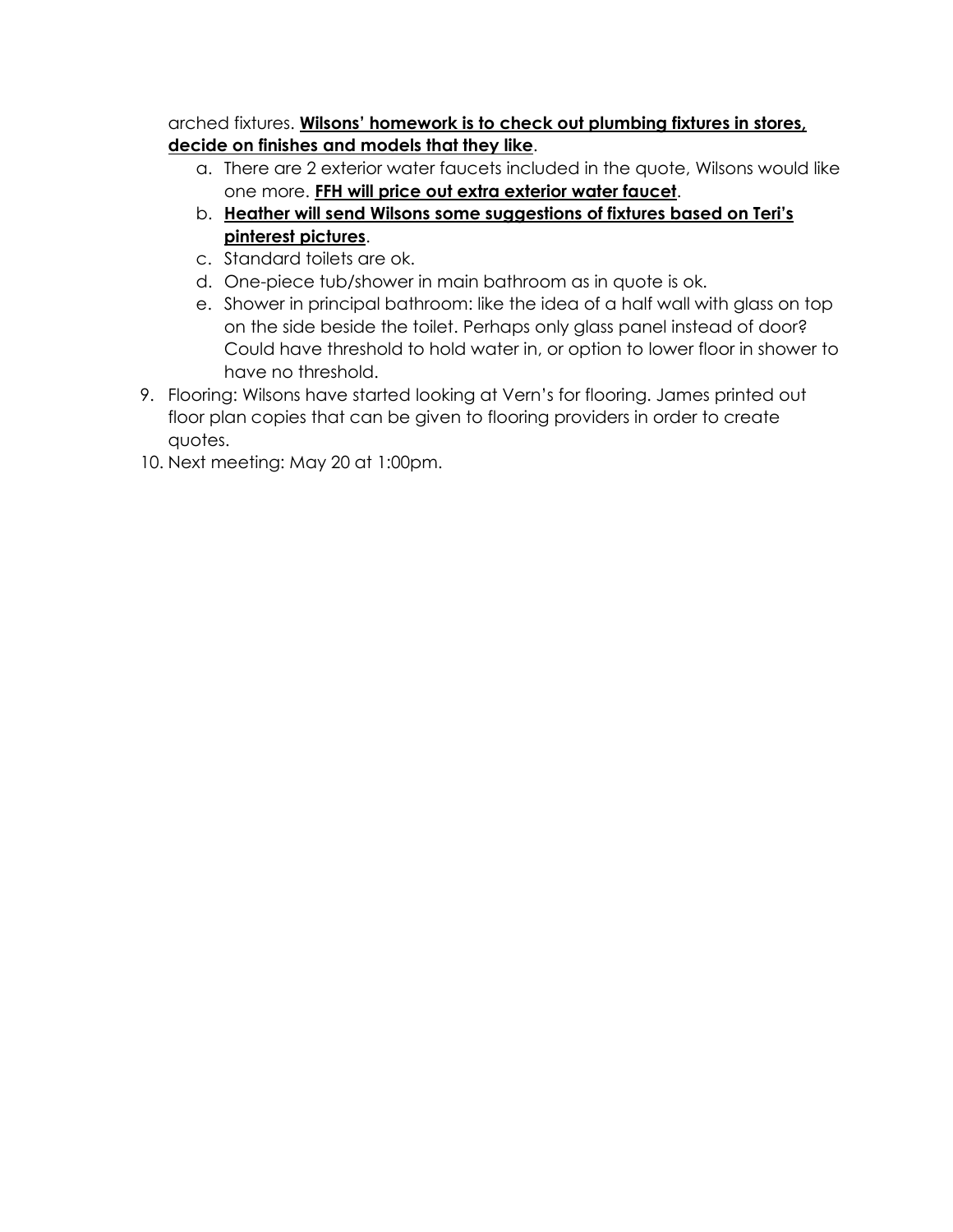arched fixtures. **<u>Wilsons' homework is to check out plumbing fixtures in stores, decide on finishes and models that they like</u>**.

   a. There are 2 exterior water faucets included in the quote, Wilsons would like one more. **<u>FFH will price out extra exterior water faucet</u>**.
   b. **<u>Heather will send Wilsons some suggestions of fixtures based on Teri's pinterest pictures</u>**.
   c. Standard toilets are ok.
   d. One-piece tub/shower in main bathroom as in quote is ok.
   e. Shower in principal bathroom: like the idea of a half wall with glass on top on the side beside the toilet. Perhaps only glass panel instead of door? Could have threshold to hold water in, or option to lower floor in shower to have no threshold.

9. Flooring: Wilsons have started looking at Vern's for flooring. James printed out floor plan copies that can be given to flooring providers in order to create quotes.
10. Next meeting: May 20 at 1:00pm.